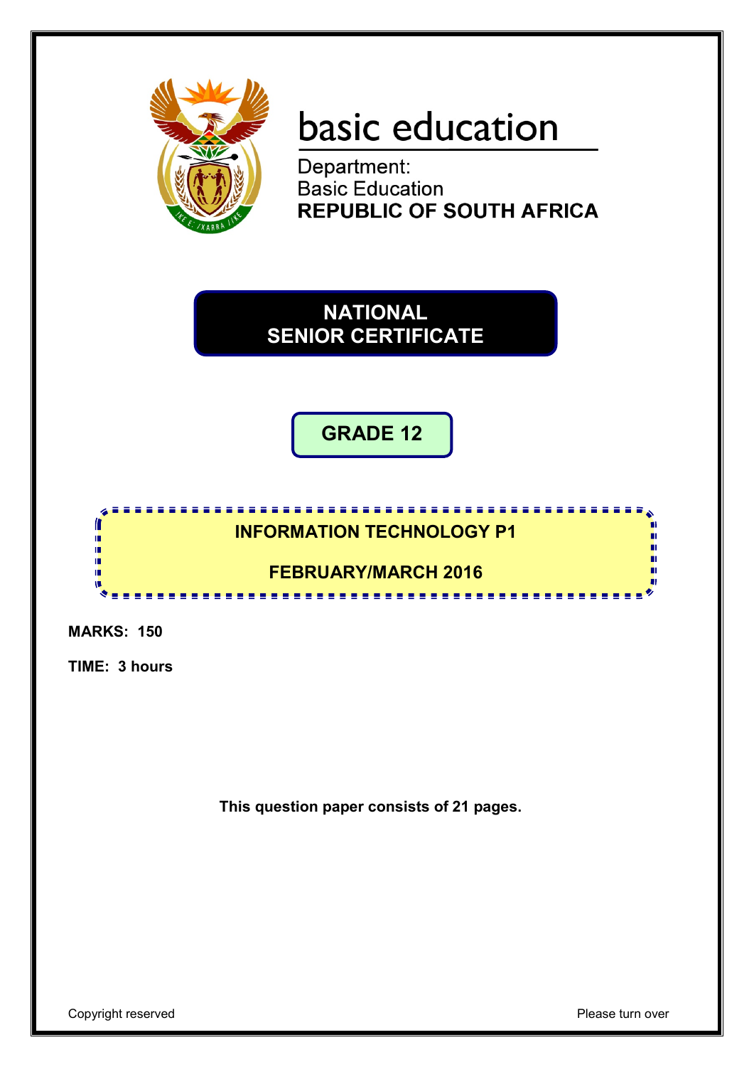basic education

Department:
Basic Education
**REPUBLIC OF SOUTH AFRICA**

# NATIONAL SENIOR CERTIFICATE

## GRADE 12

## INFORMATION TECHNOLOGY P1

## FEBRUARY/MARCH 2016

**MARKS: 150**

**TIME: 3 hours**

**This question paper consists of 21 pages.**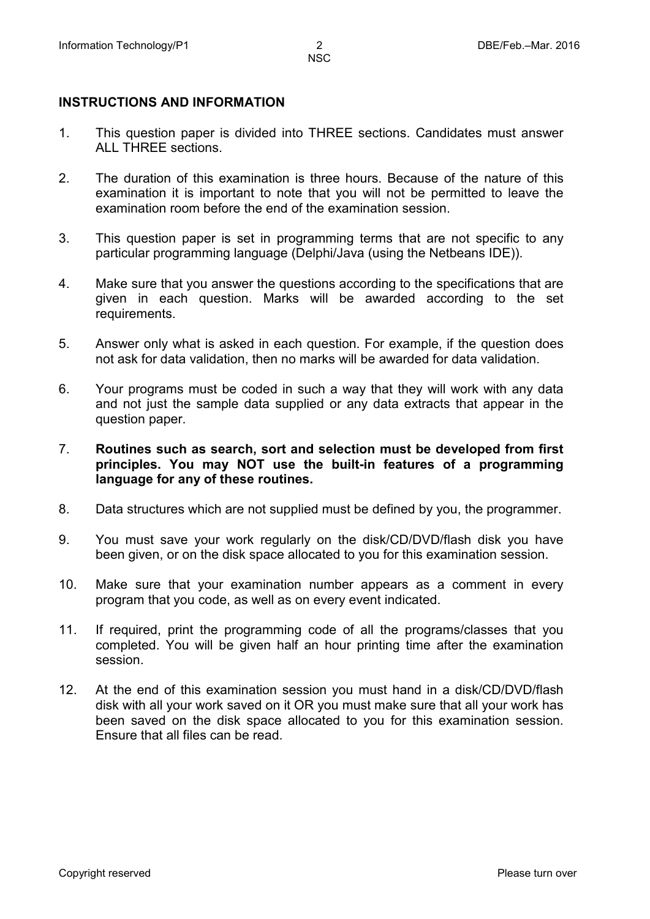## INSTRUCTIONS AND INFORMATION

1. This question paper is divided into THREE sections. Candidates must answer ALL THREE sections.

2. The duration of this examination is three hours. Because of the nature of this examination it is important to note that you will not be permitted to leave the examination room before the end of the examination session.

3. This question paper is set in programming terms that are not specific to any particular programming language (Delphi/Java (using the Netbeans IDE)).

4. Make sure that you answer the questions according to the specifications that are given in each question. Marks will be awarded according to the set requirements.

5. Answer only what is asked in each question. For example, if the question does not ask for data validation, then no marks will be awarded for data validation.

6. Your programs must be coded in such a way that they will work with any data and not just the sample data supplied or any data extracts that appear in the question paper.

7. **Routines such as search, sort and selection must be developed from first principles. You may NOT use the built-in features of a programming language for any of these routines.**

8. Data structures which are not supplied must be defined by you, the programmer.

9. You must save your work regularly on the disk/CD/DVD/flash disk you have been given, or on the disk space allocated to you for this examination session.

10. Make sure that your examination number appears as a comment in every program that you code, as well as on every event indicated.

11. If required, print the programming code of all the programs/classes that you completed. You will be given half an hour printing time after the examination session.

12. At the end of this examination session you must hand in a disk/CD/DVD/flash disk with all your work saved on it OR you must make sure that all your work has been saved on the disk space allocated to you for this examination session. Ensure that all files can be read.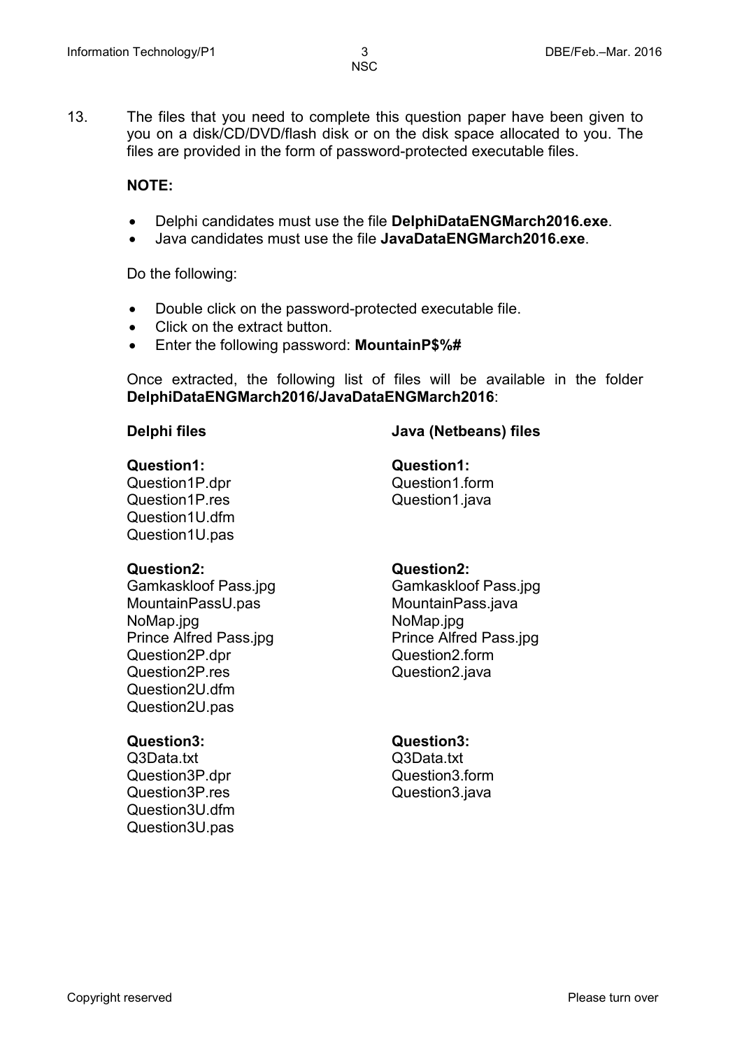13. The files that you need to complete this question paper have been given to you on a disk/CD/DVD/flash disk or on the disk space allocated to you. The files are provided in the form of password-protected executable files.

**NOTE:**

- Delphi candidates must use the file **DelphiDataENGMarch2016.exe**.
- Java candidates must use the file **JavaDataENGMarch2016.exe**.

Do the following:

- Double click on the password-protected executable file.
- Click on the extract button.
- Enter the following password: **MountainP$%#**

Once extracted, the following list of files will be available in the folder **DelphiDataENGMarch2016/JavaDataENGMarch2016**:

| **Delphi files** | **Java (Netbeans) files** |
|---|---|
| **Question1:** | **Question1:** |
| Question1P.dpr | Question1.form |
| Question1P.res | Question1.java |
| Question1U.dfm | |
| Question1U.pas | |
| **Question2:** | **Question2:** |
| Gamkaskloof Pass.jpg | Gamkaskloof Pass.jpg |
| MountainPassU.pas | MountainPass.java |
| NoMap.jpg | NoMap.jpg |
| Prince Alfred Pass.jpg | Prince Alfred Pass.jpg |
| Question2P.dpr | Question2.form |
| Question2P.res | Question2.java |
| Question2U.dfm | |
| Question2U.pas | |
| **Question3:** | **Question3:** |
| Q3Data.txt | Q3Data.txt |
| Question3P.dpr | Question3.form |
| Question3P.res | Question3.java |
| Question3U.dfm | |
| Question3U.pas | |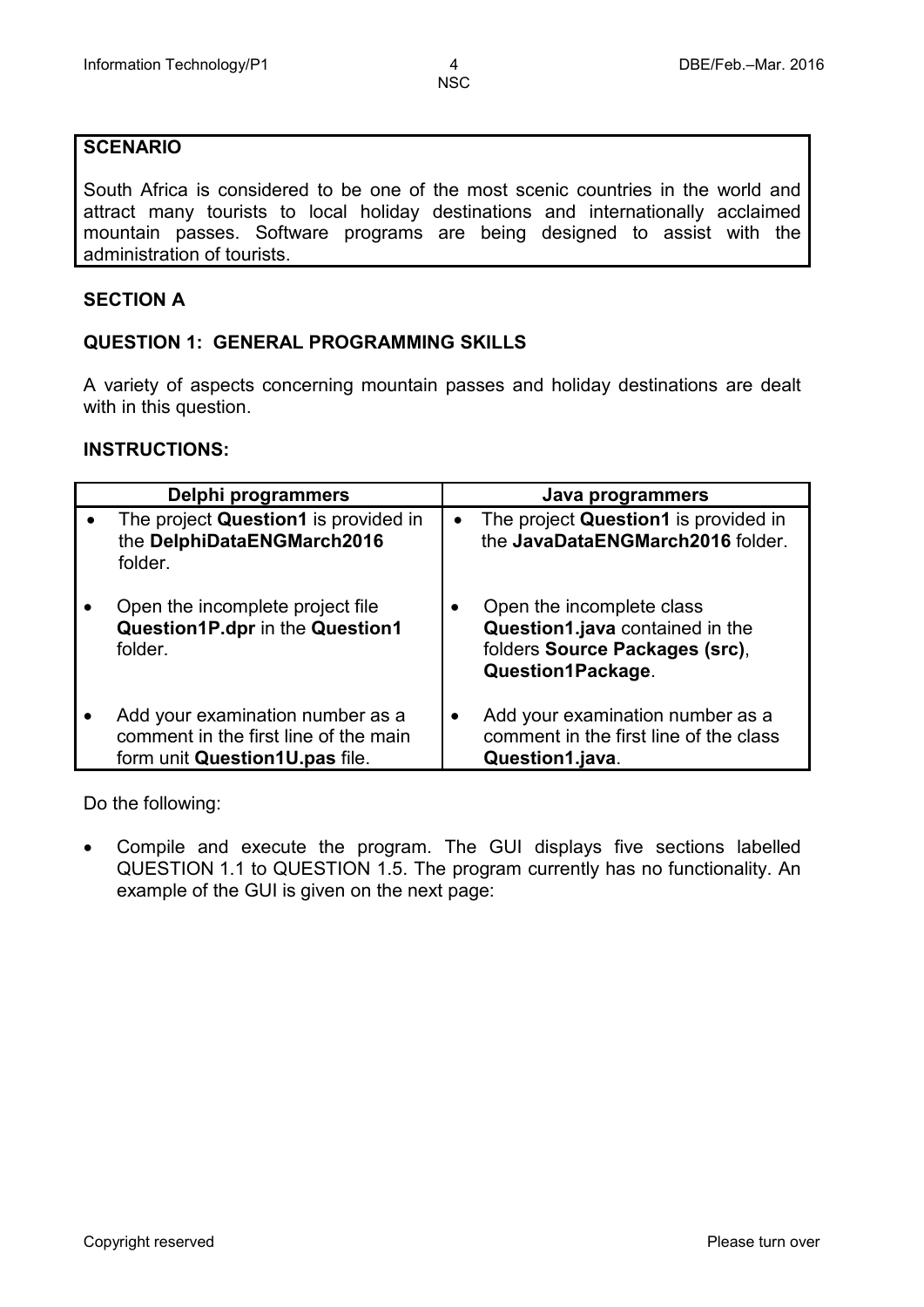**SCENARIO**

South Africa is considered to be one of the most scenic countries in the world and attract many tourists to local holiday destinations and internationally acclaimed mountain passes. Software programs are being designed to assist with the administration of tourists.

## SECTION A

### QUESTION 1: GENERAL PROGRAMMING SKILLS

A variety of aspects concerning mountain passes and holiday destinations are dealt with in this question.

**INSTRUCTIONS:**

| Delphi programmers | Java programmers |
| --- | --- |
| • The project **Question1** is provided in the **DelphiDataENGMarch2016** folder. | • The project **Question1** is provided in the **JavaDataENGMarch2016** folder. |
| • Open the incomplete project file **Question1P.dpr** in the **Question1** folder. | • Open the incomplete class **Question1.java** contained in the folders **Source Packages (src)**, **Question1Package**. |
| • Add your examination number as a comment in the first line of the main form unit **Question1U.pas** file. | • Add your examination number as a comment in the first line of the class **Question1.java**. |

Do the following:

- Compile and execute the program. The GUI displays five sections labelled QUESTION 1.1 to QUESTION 1.5. The program currently has no functionality. An example of the GUI is given on the next page: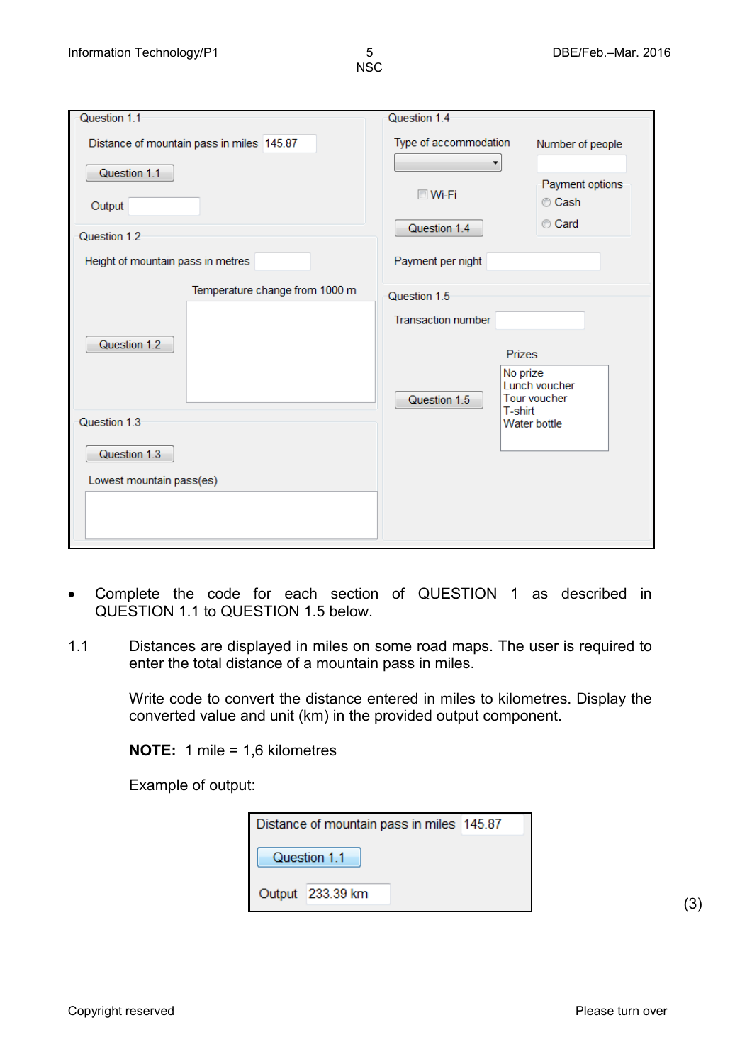- Complete the code for each section of QUESTION 1 as described in QUESTION 1.1 to QUESTION 1.5 below.

1.1 Distances are displayed in miles on some road maps. The user is required to enter the total distance of a mountain pass in miles.

Write code to convert the distance entered in miles to kilometres. Display the converted value and unit (km) in the provided output component.

**NOTE:** 1 mile = 1,6 kilometres

Example of output:

Distance of mountain pass in miles 145.87

Question 1.1

Output 233.39 km

(3)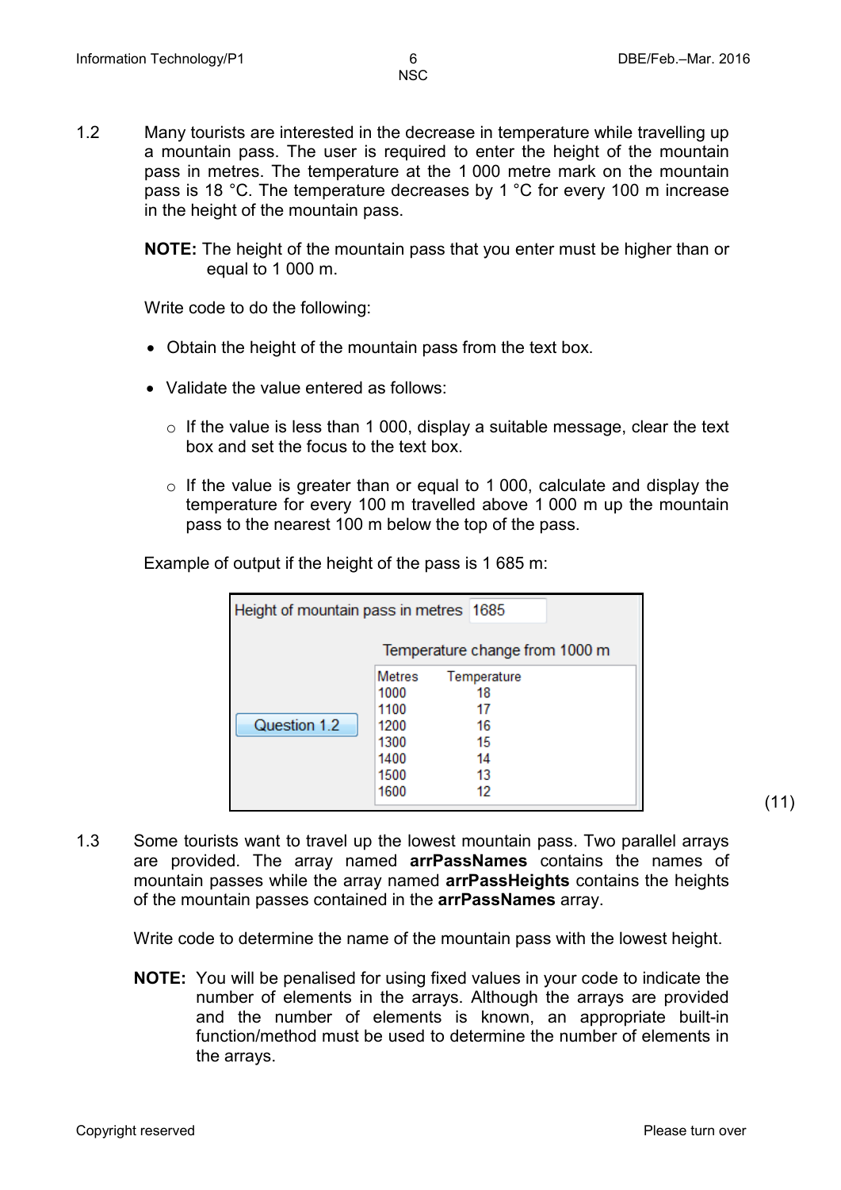1.2 Many tourists are interested in the decrease in temperature while travelling up a mountain pass. The user is required to enter the height of the mountain pass in metres. The temperature at the 1 000 metre mark on the mountain pass is 18 °C. The temperature decreases by 1 °C for every 100 m increase in the height of the mountain pass.

**NOTE:** The height of the mountain pass that you enter must be higher than or equal to 1 000 m.

Write code to do the following:

- Obtain the height of the mountain pass from the text box.
- Validate the value entered as follows:
  - If the value is less than 1 000, display a suitable message, clear the text box and set the focus to the text box.
  - If the value is greater than or equal to 1 000, calculate and display the temperature for every 100 m travelled above 1 000 m up the mountain pass to the nearest 100 m below the top of the pass.

Example of output if the height of the pass is 1 685 m:

Height of mountain pass in metres 1685

Question 1.2

Temperature change from 1000 m

| Metres | Temperature |
|---|---|
| 1000 | 18 |
| 1100 | 17 |
| 1200 | 16 |
| 1300 | 15 |
| 1400 | 14 |
| 1500 | 13 |
| 1600 | 12 |

(11)

1.3 Some tourists want to travel up the lowest mountain pass. Two parallel arrays are provided. The array named **arrPassNames** contains the names of mountain passes while the array named **arrPassHeights** contains the heights of the mountain passes contained in the **arrPassNames** array.

Write code to determine the name of the mountain pass with the lowest height.

**NOTE:** You will be penalised for using fixed values in your code to indicate the number of elements in the arrays. Although the arrays are provided and the number of elements is known, an appropriate built-in function/method must be used to determine the number of elements in the arrays.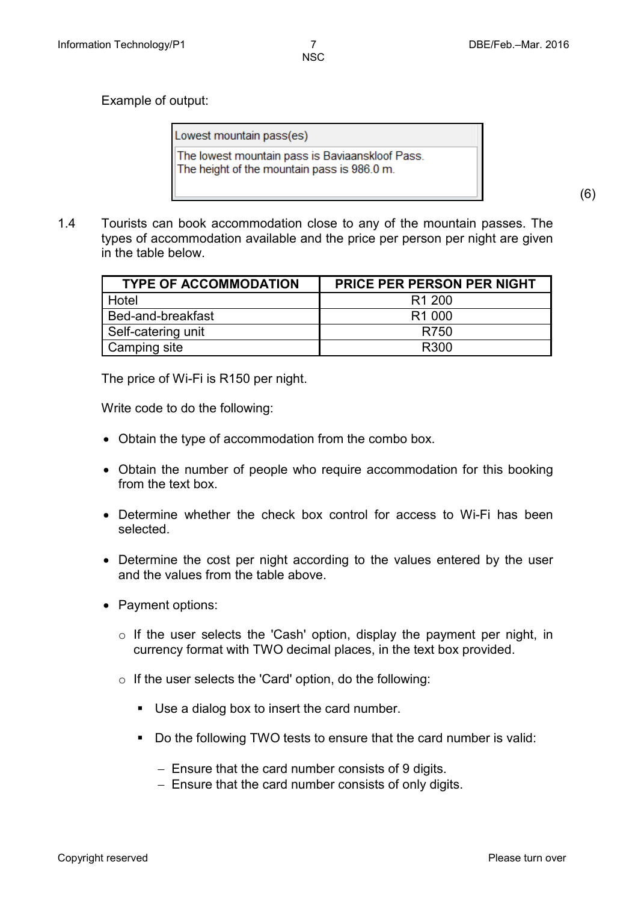Example of output:

```
Lowest mountain pass(es)
The lowest mountain pass is Baviaanskloof Pass.
The height of the mountain pass is 986.0 m.
```

(6)

1.4 Tourists can book accommodation close to any of the mountain passes. The types of accommodation available and the price per person per night are given in the table below.

| TYPE OF ACCOMMODATION | PRICE PER PERSON PER NIGHT |
|---|---|
| Hotel | R1 200 |
| Bed-and-breakfast | R1 000 |
| Self-catering unit | R750 |
| Camping site | R300 |

The price of Wi-Fi is R150 per night.

Write code to do the following:

- Obtain the type of accommodation from the combo box.
- Obtain the number of people who require accommodation for this booking from the text box.
- Determine whether the check box control for access to Wi-Fi has been selected.
- Determine the cost per night according to the values entered by the user and the values from the table above.
- Payment options:
  - If the user selects the 'Cash' option, display the payment per night, in currency format with TWO decimal places, in the text box provided.
  - If the user selects the 'Card' option, do the following:
    - Use a dialog box to insert the card number.
    - Do the following TWO tests to ensure that the card number is valid:
      - Ensure that the card number consists of 9 digits.
      - Ensure that the card number consists of only digits.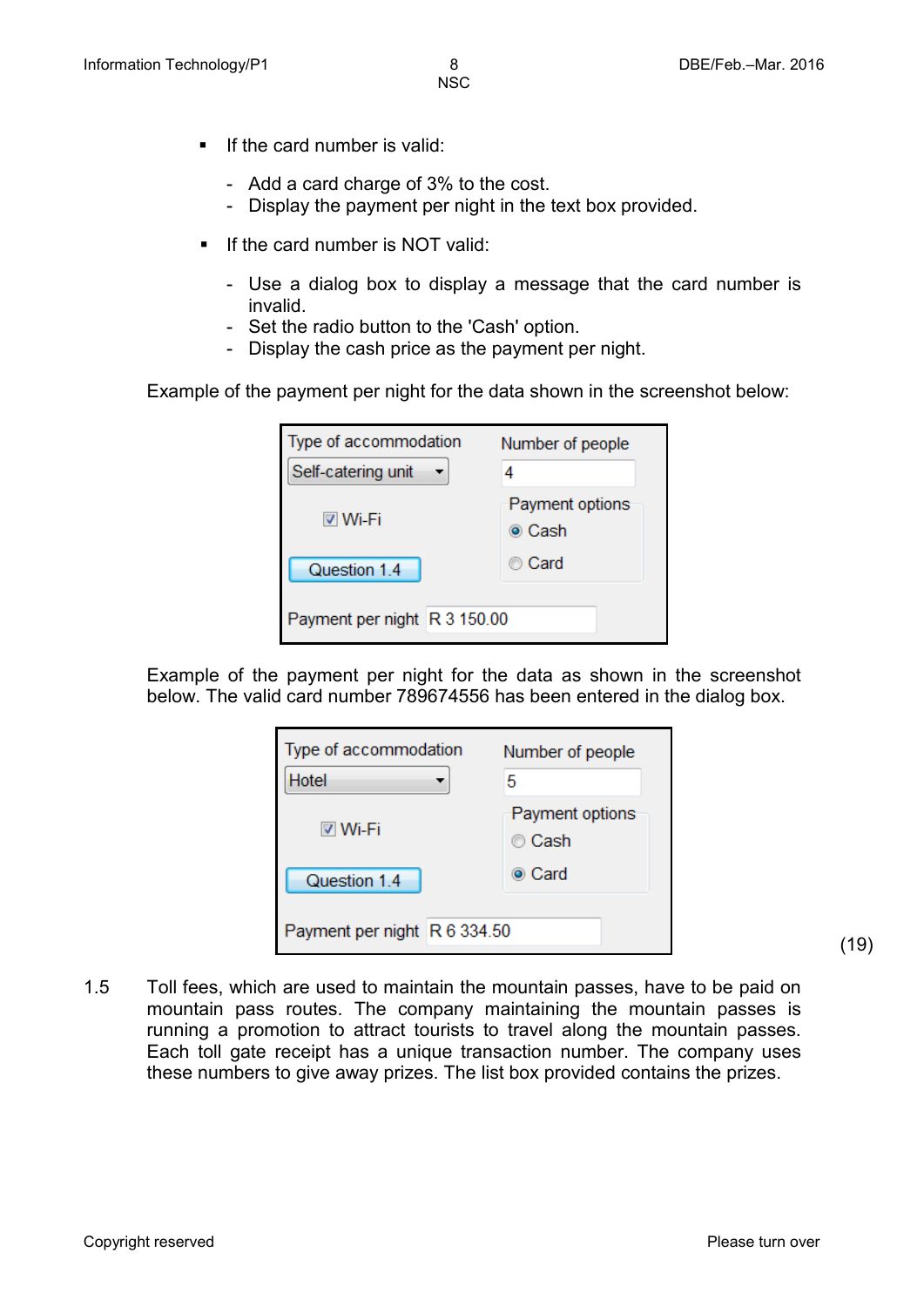- If the card number is valid:

  - Add a card charge of 3% to the cost.
  - Display the payment per night in the text box provided.

- If the card number is NOT valid:

  - Use a dialog box to display a message that the card number is invalid.
  - Set the radio button to the 'Cash' option.
  - Display the cash price as the payment per night.

Example of the payment per night for the data shown in the screenshot below:

| Type of accommodation | Number of people |
|---|---|
| Self-catering unit | 4 |
| ☑ Wi-Fi | Payment options: ◉ Cash ○ Card |
| Question 1.4 | |
| Payment per night | R 3 150.00 |

Example of the payment per night for the data as shown in the screenshot below. The valid card number 789674556 has been entered in the dialog box.

| Type of accommodation | Number of people |
|---|---|
| Hotel | 5 |
| ☑ Wi-Fi | Payment options: ○ Cash ◉ Card |
| Question 1.4 | |
| Payment per night | R 6 334.50 |

(19)

1.5 Toll fees, which are used to maintain the mountain passes, have to be paid on mountain pass routes. The company maintaining the mountain passes is running a promotion to attract tourists to travel along the mountain passes. Each toll gate receipt has a unique transaction number. The company uses these numbers to give away prizes. The list box provided contains the prizes.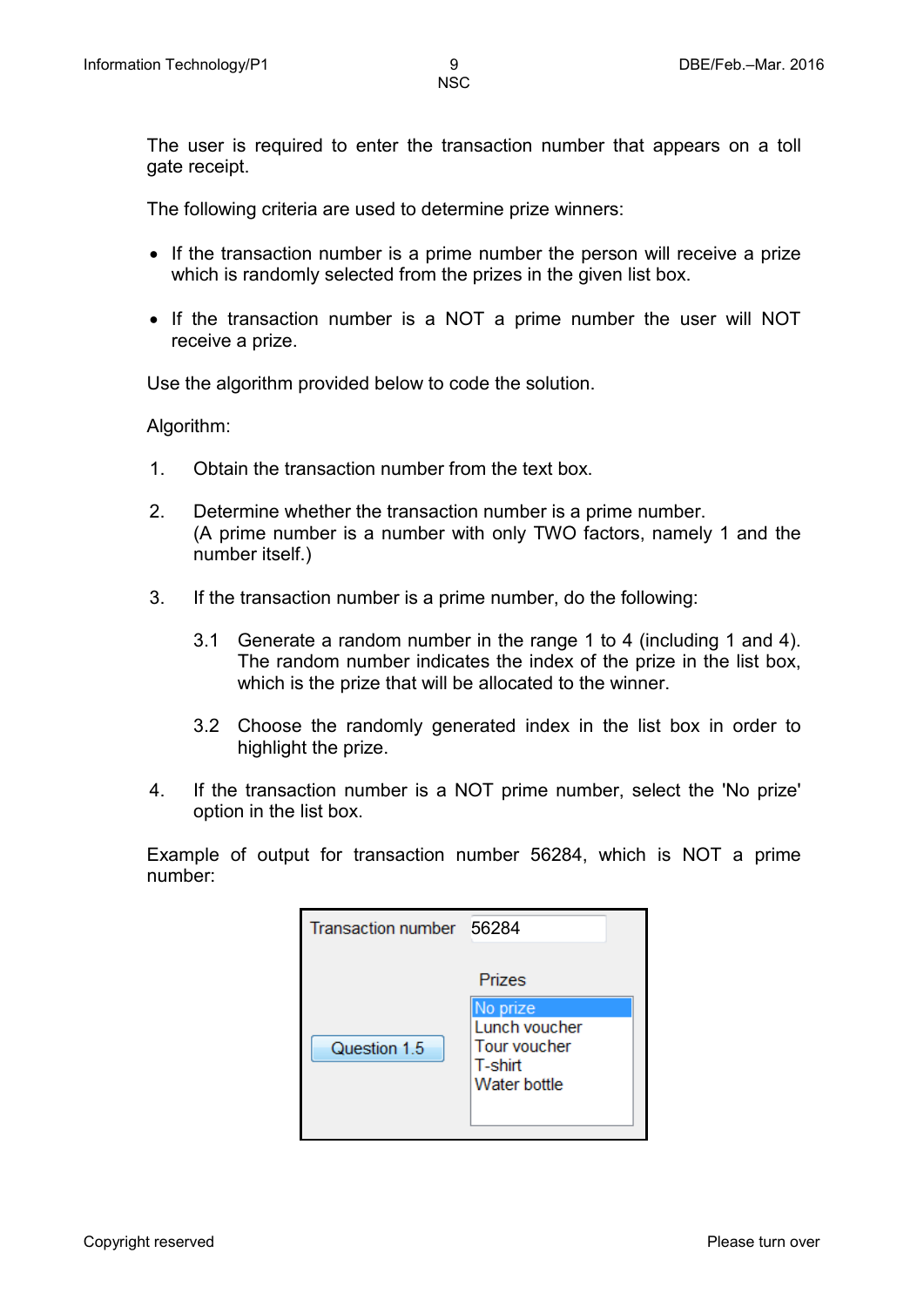The user is required to enter the transaction number that appears on a toll gate receipt.

The following criteria are used to determine prize winners:

- If the transaction number is a prime number the person will receive a prize which is randomly selected from the prizes in the given list box.
- If the transaction number is a NOT a prime number the user will NOT receive a prize.

Use the algorithm provided below to code the solution.

Algorithm:

1. Obtain the transaction number from the text box.

2. Determine whether the transaction number is a prime number. (A prime number is a number with only TWO factors, namely 1 and the number itself.)

3. If the transaction number is a prime number, do the following:

   3.1 Generate a random number in the range 1 to 4 (including 1 and 4). The random number indicates the index of the prize in the list box, which is the prize that will be allocated to the winner.

   3.2 Choose the randomly generated index in the list box in order to highlight the prize.

4. If the transaction number is a NOT prime number, select the 'No prize' option in the list box.

Example of output for transaction number 56284, which is NOT a prime number:

Transaction number: 56284

Question 1.5

Prizes
- No prize
- Lunch voucher
- Tour voucher
- T-shirt
- Water bottle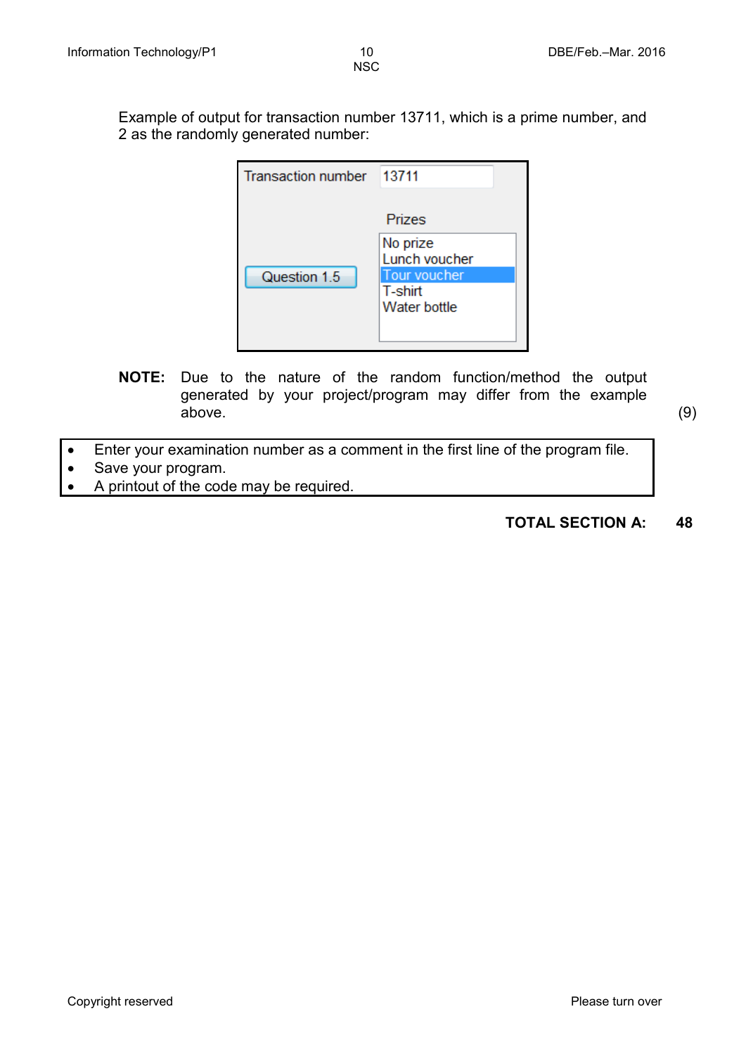Example of output for transaction number 13711, which is a prime number, and 2 as the randomly generated number:

Transaction number: 13711

Prizes:
- No prize
- Lunch voucher
- Tour voucher
- T-shirt
- Water bottle

[Question 1.5]

**NOTE:** Due to the nature of the random function/method the output generated by your project/program may differ from the example above. (9)

- Enter your examination number as a comment in the first line of the program file.
- Save your program.
- A printout of the code may be required.

**TOTAL SECTION A: 48**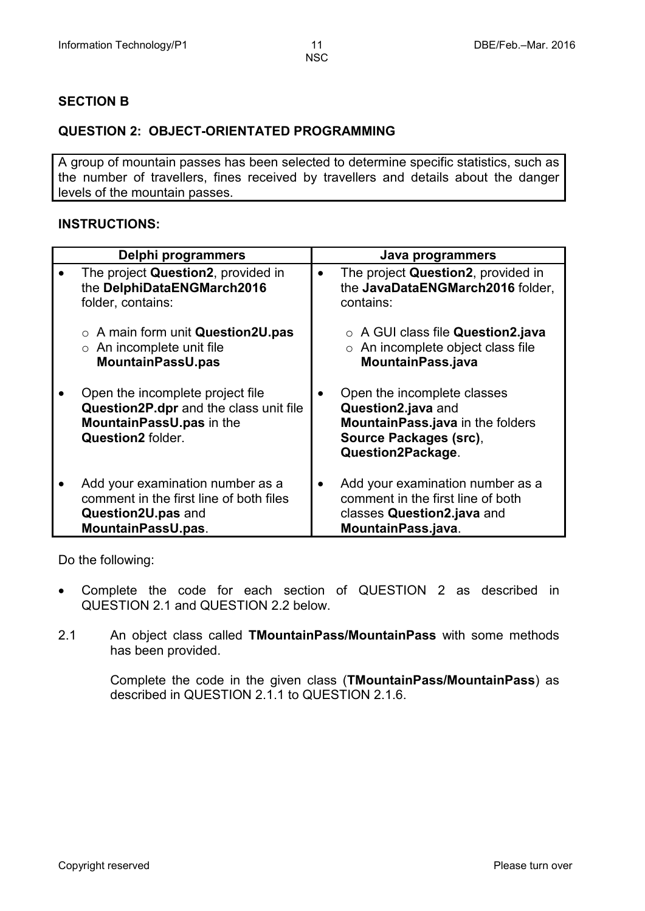## SECTION B

### QUESTION 2: OBJECT-ORIENTATED PROGRAMMING

A group of mountain passes has been selected to determine specific statistics, such as the number of travellers, fines received by travellers and details about the danger levels of the mountain passes.

**INSTRUCTIONS:**

| Delphi programmers | Java programmers |
|---|---|
| • The project **Question2**, provided in the **DelphiDataENGMarch2016** folder, contains:<br><br>○ A main form unit **Question2U.pas**<br>○ An incomplete unit file **MountainPassU.pas** | • The project **Question2**, provided in the **JavaDataENGMarch2016** folder, contains:<br><br>○ A GUI class file **Question2.java**<br>○ An incomplete object class file **MountainPass.java** |
| • Open the incomplete project file **Question2P.dpr** and the class unit file **MountainPassU.pas** in the **Question2** folder. | • Open the incomplete classes **Question2.java** and **MountainPass.java** in the folders **Source Packages (src)**, **Question2Package**. |
| • Add your examination number as a comment in the first line of both files **Question2U.pas** and **MountainPassU.pas**. | • Add your examination number as a comment in the first line of both classes **Question2.java** and **MountainPass.java**. |

Do the following:

- Complete the code for each section of QUESTION 2 as described in QUESTION 2.1 and QUESTION 2.2 below.

2.1 An object class called **TMountainPass/MountainPass** with some methods has been provided.

Complete the code in the given class (**TMountainPass/MountainPass**) as described in QUESTION 2.1.1 to QUESTION 2.1.6.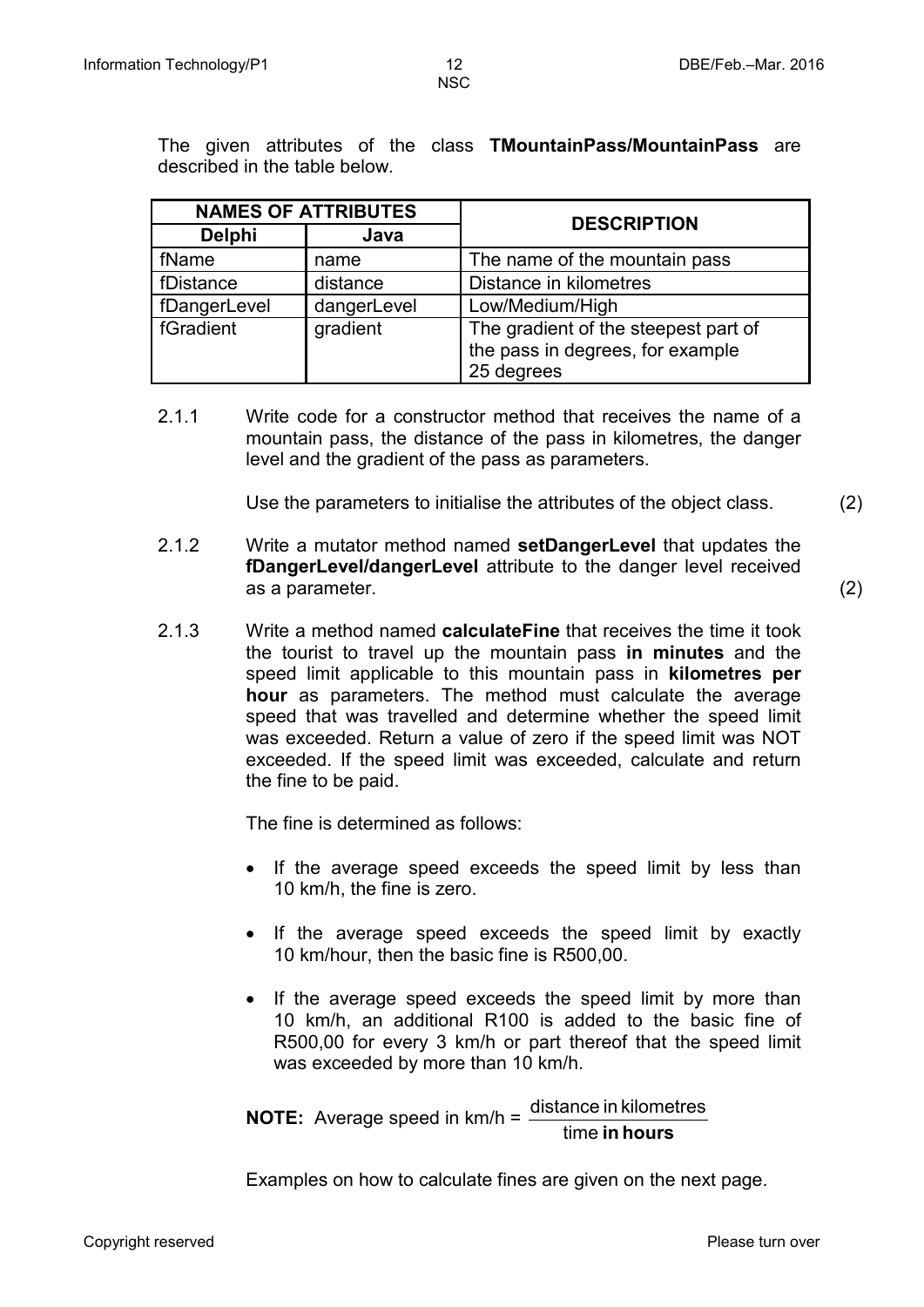The given attributes of the class **TMountainPass/MountainPass** are described in the table below.

| NAMES OF ATTRIBUTES | | DESCRIPTION |
|---|---|---|
| **Delphi** | **Java** | |
| fName | name | The name of the mountain pass |
| fDistance | distance | Distance in kilometres |
| fDangerLevel | dangerLevel | Low/Medium/High |
| fGradient | gradient | The gradient of the steepest part of the pass in degrees, for example 25 degrees |

2.1.1 Write code for a constructor method that receives the name of a mountain pass, the distance of the pass in kilometres, the danger level and the gradient of the pass as parameters.

Use the parameters to initialise the attributes of the object class. (2)

2.1.2 Write a mutator method named **setDangerLevel** that updates the **fDangerLevel/dangerLevel** attribute to the danger level received as a parameter. (2)

2.1.3 Write a method named **calculateFine** that receives the time it took the tourist to travel up the mountain pass **in minutes** and the speed limit applicable to this mountain pass in **kilometres per hour** as parameters. The method must calculate the average speed that was travelled and determine whether the speed limit was exceeded. Return a value of zero if the speed limit was NOT exceeded. If the speed limit was exceeded, calculate and return the fine to be paid.

The fine is determined as follows:

- If the average speed exceeds the speed limit by less than 10 km/h, the fine is zero.
- If the average speed exceeds the speed limit by exactly 10 km/hour, then the basic fine is R500,00.
- If the average speed exceeds the speed limit by more than 10 km/h, an additional R100 is added to the basic fine of R500,00 for every 3 km/h or part thereof that the speed limit was exceeded by more than 10 km/h.

**NOTE:** Average speed in km/h = $\frac{\text{distance in kilometres}}{\text{time } \textbf{in hours}}$

Examples on how to calculate fines are given on the next page.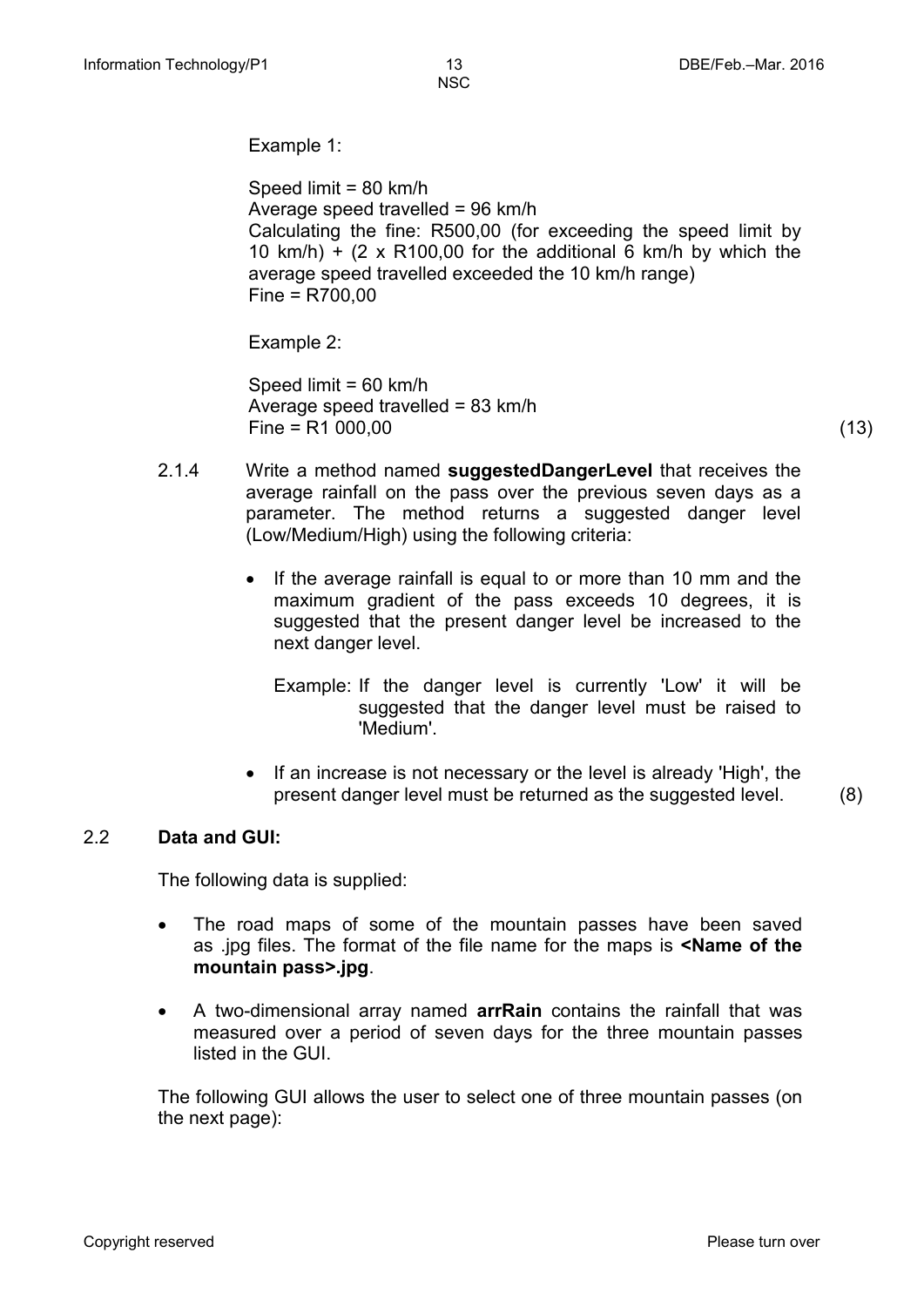Example 1:

Speed limit = 80 km/h
Average speed travelled = 96 km/h
Calculating the fine: R500,00 (for exceeding the speed limit by 10 km/h) + (2 x R100,00 for the additional 6 km/h by which the average speed travelled exceeded the 10 km/h range)
Fine = R700,00

Example 2:

Speed limit = 60 km/h
Average speed travelled = 83 km/h
Fine = R1 000,00 (13)

2.1.4 Write a method named **suggestedDangerLevel** that receives the average rainfall on the pass over the previous seven days as a parameter. The method returns a suggested danger level (Low/Medium/High) using the following criteria:

- If the average rainfall is equal to or more than 10 mm and the maximum gradient of the pass exceeds 10 degrees, it is suggested that the present danger level be increased to the next danger level.

  Example: If the danger level is currently 'Low' it will be suggested that the danger level must be raised to 'Medium'.

- If an increase is not necessary or the level is already 'High', the present danger level must be returned as the suggested level. (8)

## 2.2 Data and GUI:

The following data is supplied:

- The road maps of some of the mountain passes have been saved as .jpg files. The format of the file name for the maps is **<Name of the mountain pass>.jpg**.
- A two-dimensional array named **arrRain** contains the rainfall that was measured over a period of seven days for the three mountain passes listed in the GUI.

The following GUI allows the user to select one of three mountain passes (on the next page):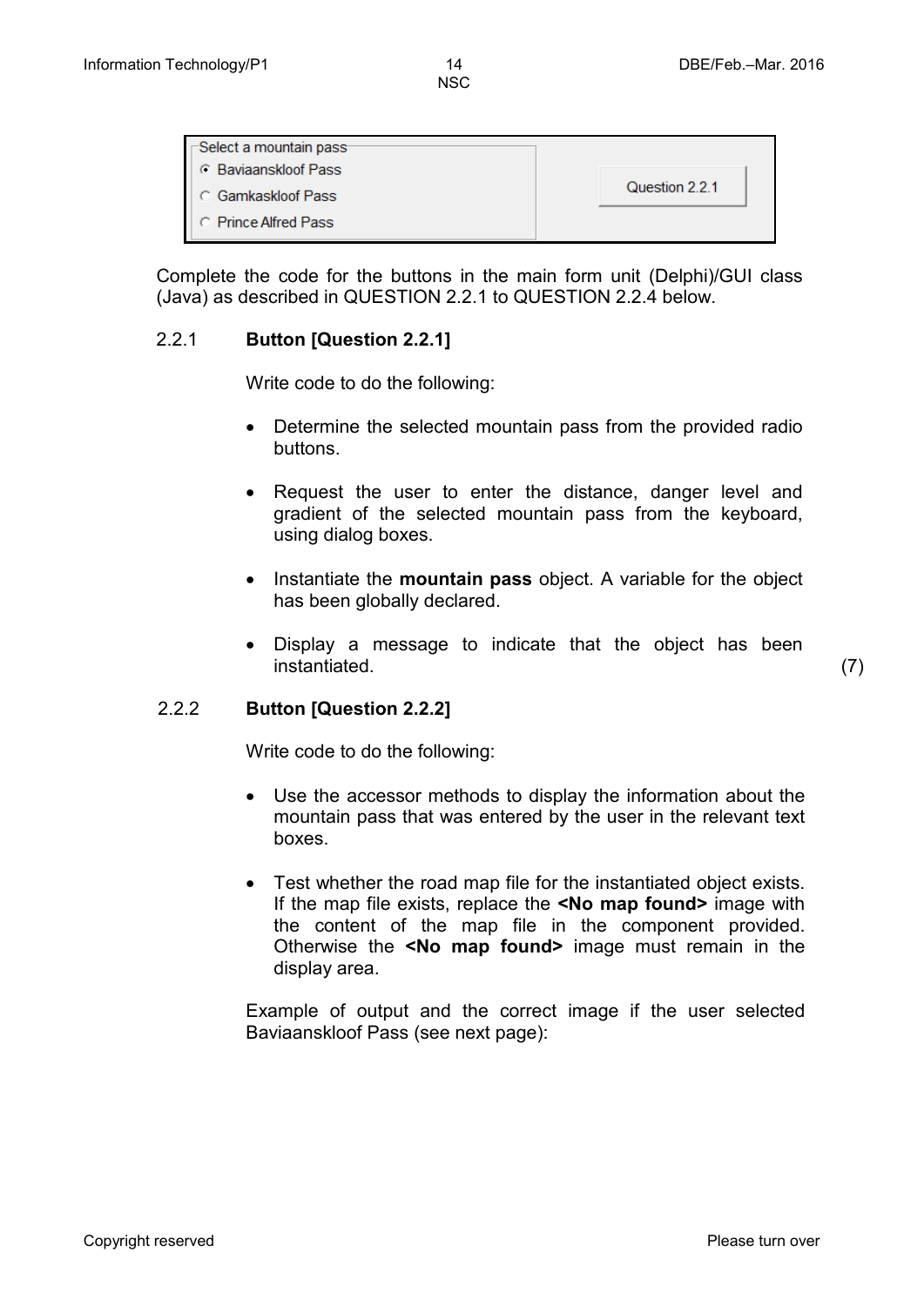Select a mountain pass

- (•) Baviaanskloof Pass
- ( ) Gamkaskloof Pass
- ( ) Prince Alfred Pass

[Question 2.2.1]

Complete the code for the buttons in the main form unit (Delphi)/GUI class (Java) as described in QUESTION 2.2.1 to QUESTION 2.2.4 below.

2.2.1 **Button [Question 2.2.1]**

Write code to do the following:

- Determine the selected mountain pass from the provided radio buttons.
- Request the user to enter the distance, danger level and gradient of the selected mountain pass from the keyboard, using dialog boxes.
- Instantiate the **mountain pass** object. A variable for the object has been globally declared.
- Display a message to indicate that the object has been instantiated. (7)

2.2.2 **Button [Question 2.2.2]**

Write code to do the following:

- Use the accessor methods to display the information about the mountain pass that was entered by the user in the relevant text boxes.
- Test whether the road map file for the instantiated object exists. If the map file exists, replace the **<No map found>** image with the content of the map file in the component provided. Otherwise the **<No map found>** image must remain in the display area.

Example of output and the correct image if the user selected Baviaanskloof Pass (see next page):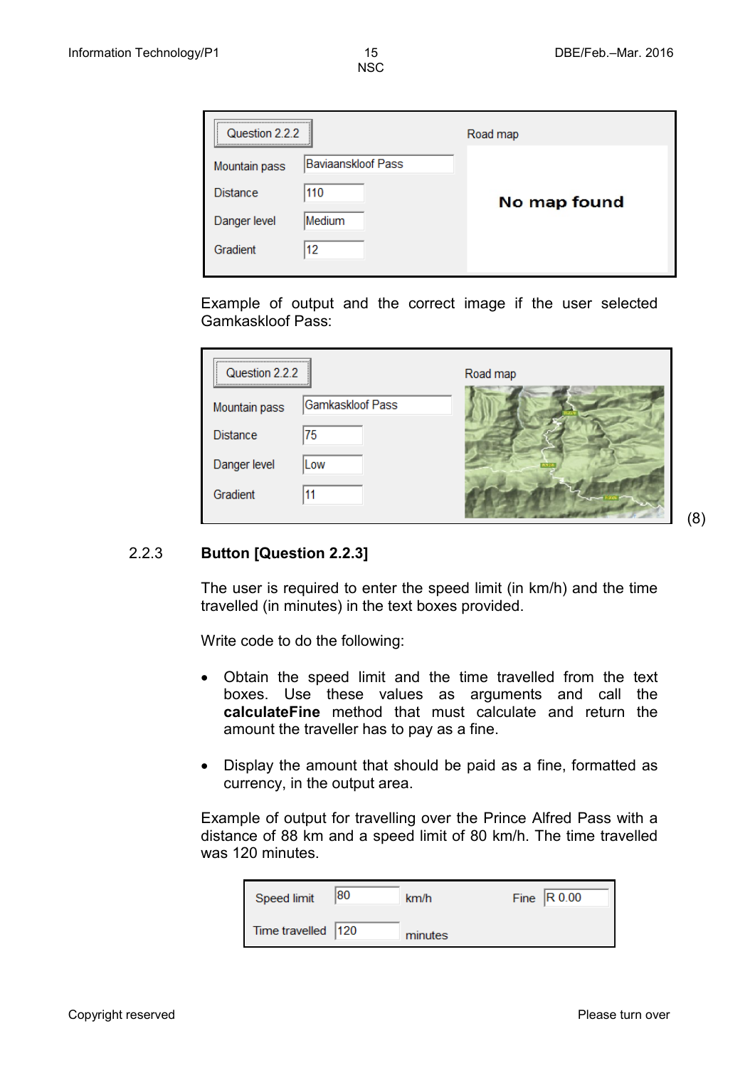| Question 2.2.2 | | Road map |
|---|---|---|
| Mountain pass | Baviaanskloof Pass | |
| Distance | 110 | **No map found** |
| Danger level | Medium | |
| Gradient | 12 | |

Example of output and the correct image if the user selected Gamkaskloof Pass:

| Question 2.2.2 | | Road map |
|---|---|---|
| Mountain pass | Gamkaskloof Pass | |
| Distance | 75 | |
| Danger level | Low | |
| Gradient | 11 | |

(8)

### 2.2.3 Button [Question 2.2.3]

The user is required to enter the speed limit (in km/h) and the time travelled (in minutes) in the text boxes provided.

Write code to do the following:

- Obtain the speed limit and the time travelled from the text boxes. Use these values as arguments and call the **calculateFine** method that must calculate and return the amount the traveller has to pay as a fine.
- Display the amount that should be paid as a fine, formatted as currency, in the output area.

Example of output for travelling over the Prince Alfred Pass with a distance of 88 km and a speed limit of 80 km/h. The time travelled was 120 minutes.

| | | | | |
|---|---|---|---|---|
| Speed limit | 80 | km/h | Fine | R 0.00 |
| Time travelled | 120 | minutes | | |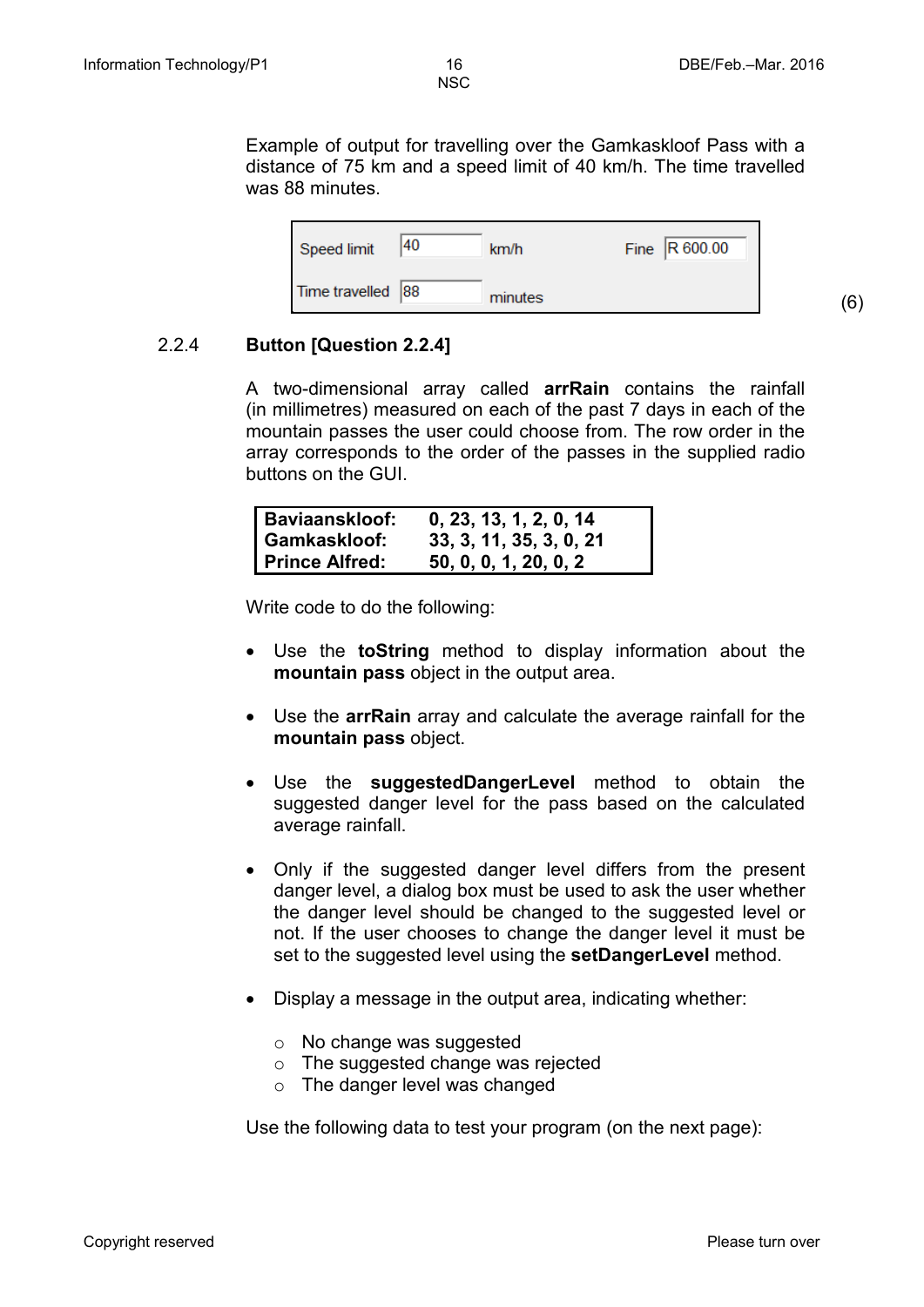Example of output for travelling over the Gamkaskloof Pass with a distance of 75 km and a speed limit of 40 km/h. The time travelled was 88 minutes.

| | | | | |
|---|---|---|---|---|
| Speed limit | 40 | km/h | Fine | R 600.00 |
| Time travelled | 88 | minutes | | |

(6)

2.2.4 **Button [Question 2.2.4]**

A two-dimensional array called **arrRain** contains the rainfall (in millimetres) measured on each of the past 7 days in each of the mountain passes the user could choose from. The row order in the array corresponds to the order of the passes in the supplied radio buttons on the GUI.

| | |
|---|---|
| **Baviaanskloof:** | **0, 23, 13, 1, 2, 0, 14** |
| **Gamkaskloof:** | **33, 3, 11, 35, 3, 0, 21** |
| **Prince Alfred:** | **50, 0, 0, 1, 20, 0, 2** |

Write code to do the following:

- Use the **toString** method to display information about the **mountain pass** object in the output area.
- Use the **arrRain** array and calculate the average rainfall for the **mountain pass** object.
- Use the **suggestedDangerLevel** method to obtain the suggested danger level for the pass based on the calculated average rainfall.
- Only if the suggested danger level differs from the present danger level, a dialog box must be used to ask the user whether the danger level should be changed to the suggested level or not. If the user chooses to change the danger level it must be set to the suggested level using the **setDangerLevel** method.
- Display a message in the output area, indicating whether:
  - No change was suggested
  - The suggested change was rejected
  - The danger level was changed

Use the following data to test your program (on the next page):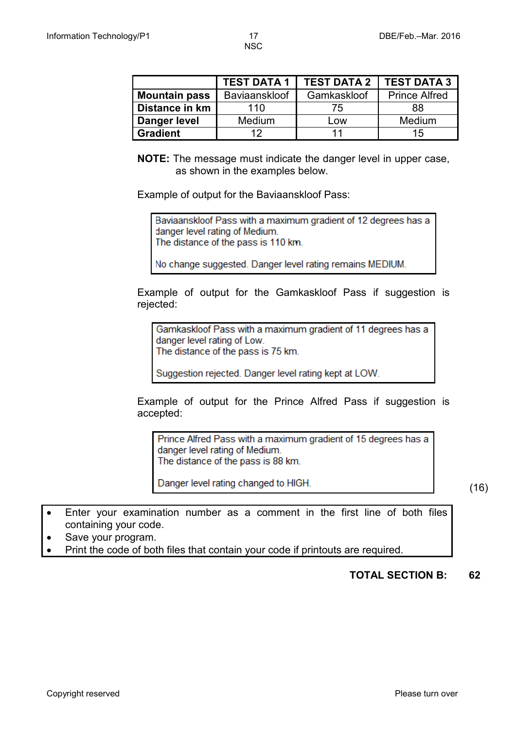| | TEST DATA 1 | TEST DATA 2 | TEST DATA 3 |
|---|---|---|---|
| **Mountain pass** | Baviaanskloof | Gamkaskloof | Prince Alfred |
| **Distance in km** | 110 | 75 | 88 |
| **Danger level** | Medium | Low | Medium |
| **Gradient** | 12 | 11 | 15 |

**NOTE:** The message must indicate the danger level in upper case, as shown in the examples below.

Example of output for the Baviaanskloof Pass:

```
Baviaanskloof Pass with a maximum gradient of 12 degrees has a
danger level rating of Medium.
The distance of the pass is 110 km.

No change suggested. Danger level rating remains MEDIUM.
```

Example of output for the Gamkaskloof Pass if suggestion is rejected:

```
Gamkaskloof Pass with a maximum gradient of 11 degrees has a
danger level rating of Low.
The distance of the pass is 75 km.

Suggestion rejected. Danger level rating kept at LOW.
```

Example of output for the Prince Alfred Pass if suggestion is accepted:

```
Prince Alfred Pass with a maximum gradient of 15 degrees has a
danger level rating of Medium.
The distance of the pass is 88 km.

Danger level rating changed to HIGH.
```

(16)

- Enter your examination number as a comment in the first line of both files containing your code.
- Save your program.
- Print the code of both files that contain your code if printouts are required.

**TOTAL SECTION B: 62**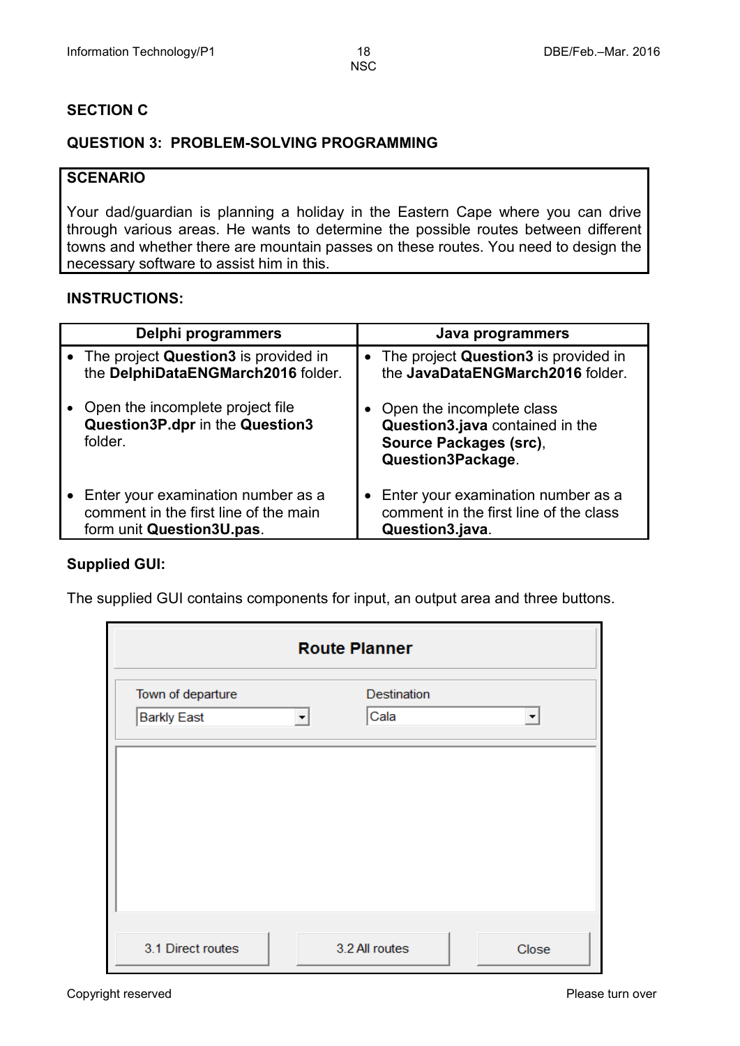## SECTION C

### QUESTION 3: PROBLEM-SOLVING PROGRAMMING

**SCENARIO**

Your dad/guardian is planning a holiday in the Eastern Cape where you can drive through various areas. He wants to determine the possible routes between different towns and whether there are mountain passes on these routes. You need to design the necessary software to assist him in this.

**INSTRUCTIONS:**

| Delphi programmers | Java programmers |
|---|---|
| • The project **Question3** is provided in the **DelphiDataENGMarch2016** folder. | • The project **Question3** is provided in the **JavaDataENGMarch2016** folder. |
| • Open the incomplete project file **Question3P.dpr** in the **Question3** folder. | • Open the incomplete class **Question3.java** contained in the **Source Packages (src)**, **Question3Package**. |
| • Enter your examination number as a comment in the first line of the main form unit **Question3U.pas**. | • Enter your examination number as a comment in the first line of the class **Question3.java**. |

**Supplied GUI:**

The supplied GUI contains components for input, an output area and three buttons.

Route Planner

Town of departure: Barkly East

Destination: Cala

3.1 Direct routes | 3.2 All routes | Close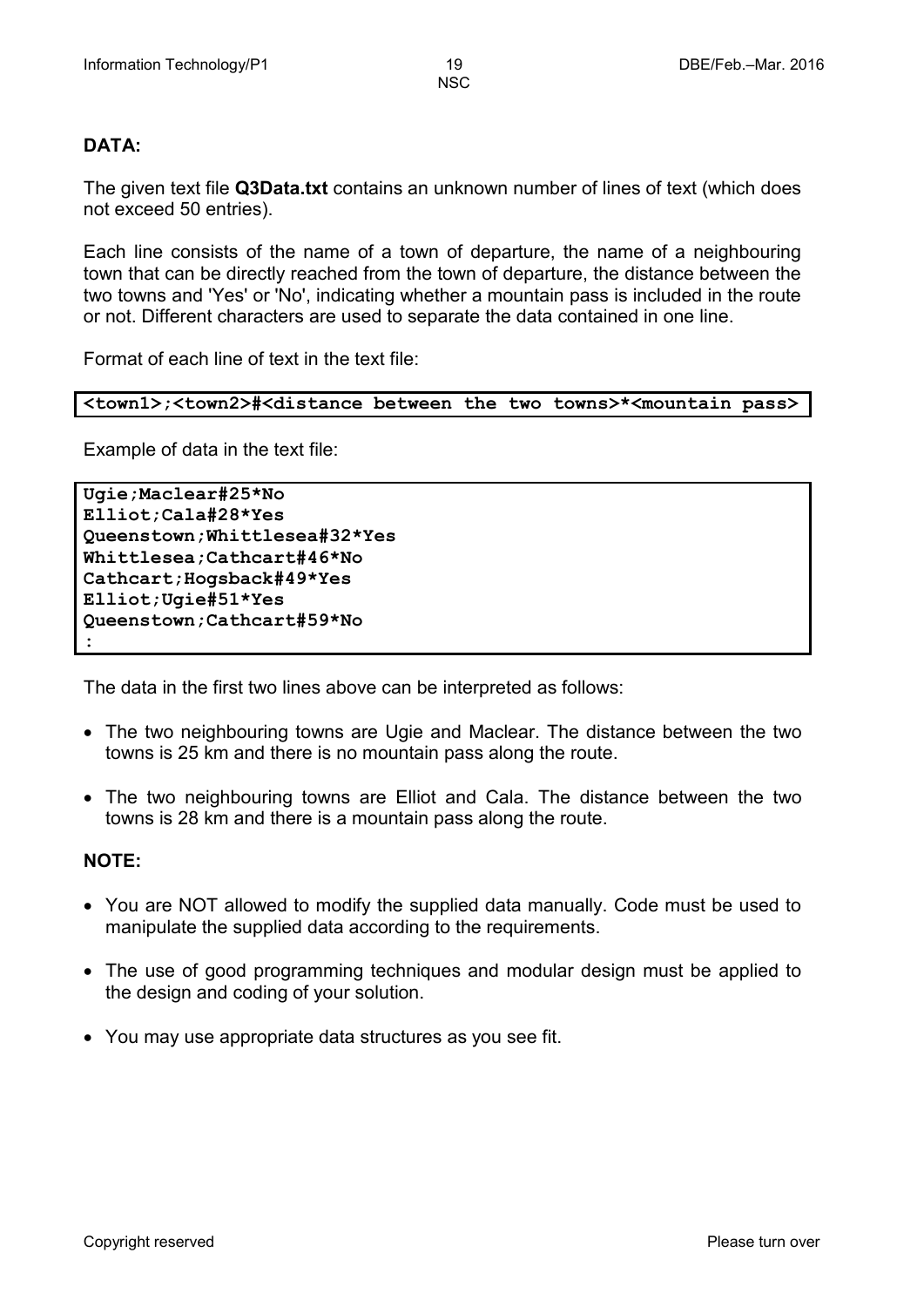**DATA:**

The given text file **Q3Data.txt** contains an unknown number of lines of text (which does not exceed 50 entries).

Each line consists of the name of a town of departure, the name of a neighbouring town that can be directly reached from the town of departure, the distance between the two towns and 'Yes' or 'No', indicating whether a mountain pass is included in the route or not. Different characters are used to separate the data contained in one line.

Format of each line of text in the text file:

```
<town1>;<town2>#<distance between the two towns>*<mountain pass>
```

Example of data in the text file:

```
Ugie;Maclear#25*No
Elliot;Cala#28*Yes
Queenstown;Whittlesea#32*Yes
Whittlesea;Cathcart#46*No
Cathcart;Hogsback#49*Yes
Elliot;Ugie#51*Yes
Queenstown;Cathcart#59*No
:
```

The data in the first two lines above can be interpreted as follows:

- The two neighbouring towns are Ugie and Maclear. The distance between the two towns is 25 km and there is no mountain pass along the route.
- The two neighbouring towns are Elliot and Cala. The distance between the two towns is 28 km and there is a mountain pass along the route.

**NOTE:**

- You are NOT allowed to modify the supplied data manually. Code must be used to manipulate the supplied data according to the requirements.
- The use of good programming techniques and modular design must be applied to the design and coding of your solution.
- You may use appropriate data structures as you see fit.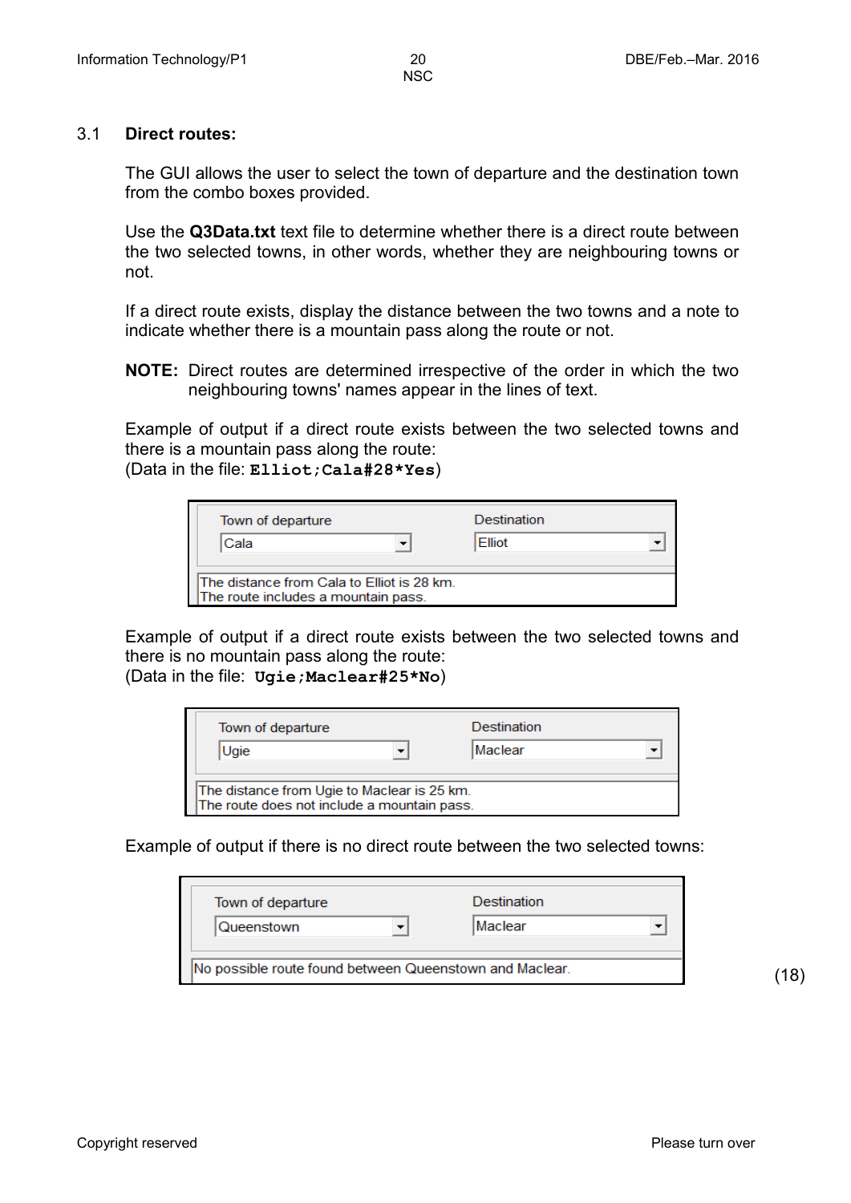### 3.1 Direct routes:

The GUI allows the user to select the town of departure and the destination town from the combo boxes provided.

Use the **Q3Data.txt** text file to determine whether there is a direct route between the two selected towns, in other words, whether they are neighbouring towns or not.

If a direct route exists, display the distance between the two towns and a note to indicate whether there is a mountain pass along the route or not.

**NOTE:** Direct routes are determined irrespective of the order in which the two neighbouring towns' names appear in the lines of text.

Example of output if a direct route exists between the two selected towns and there is a mountain pass along the route:
(Data in the file: `Elliot;Cala#28*Yes`)

| Town of departure | Destination |
|---|---|
| Cala | Elliot |

The distance from Cala to Elliot is 28 km.
The route includes a mountain pass.

Example of output if a direct route exists between the two selected towns and there is no mountain pass along the route:
(Data in the file: `Ugie;Maclear#25*No`)

| Town of departure | Destination |
|---|---|
| Ugie | Maclear |

The distance from Ugie to Maclear is 25 km.
The route does not include a mountain pass.

Example of output if there is no direct route between the two selected towns:

| Town of departure | Destination |
|---|---|
| Queenstown | Maclear |

No possible route found between Queenstown and Maclear.

(18)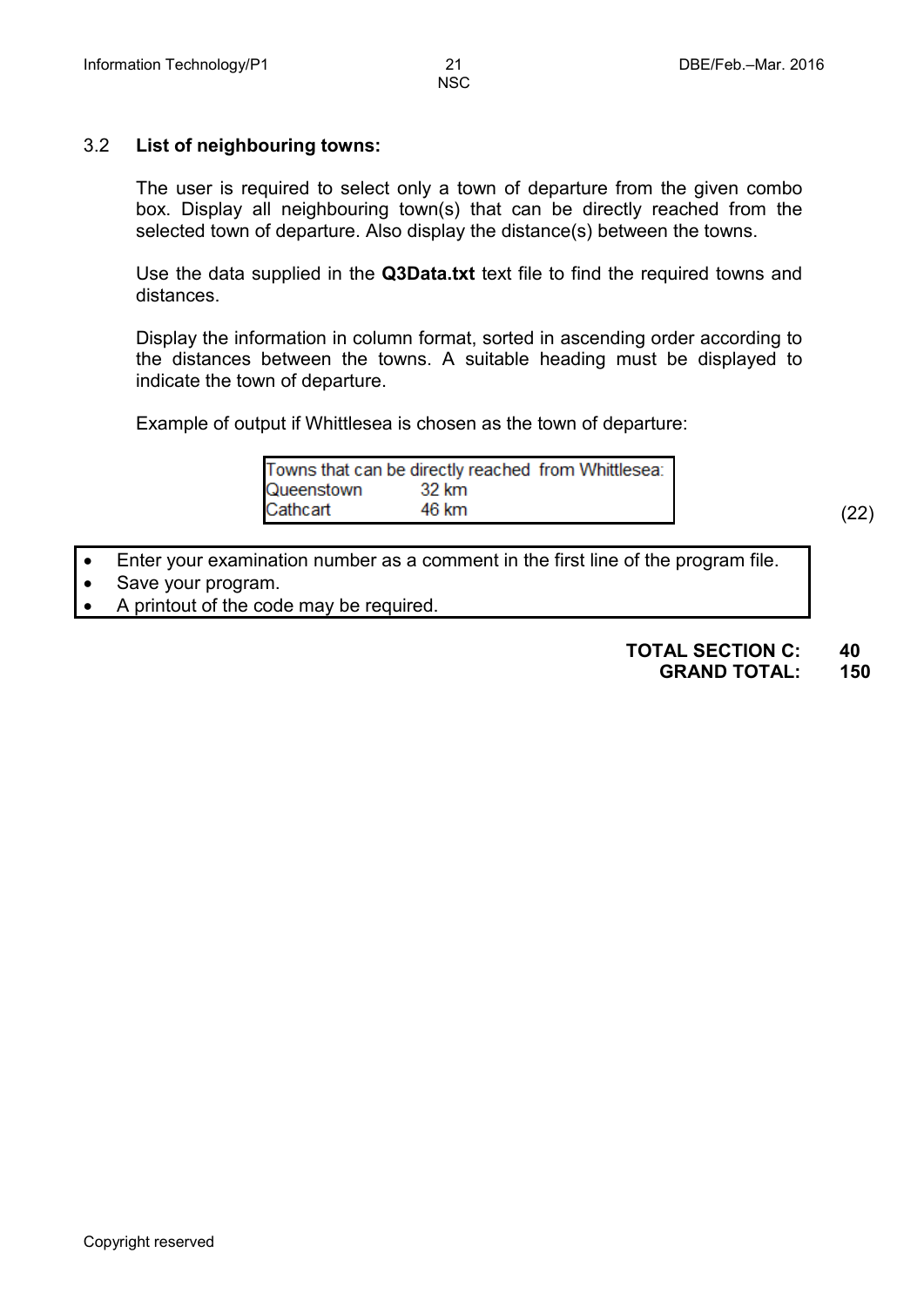### 3.2 **List of neighbouring towns:**

The user is required to select only a town of departure from the given combo box. Display all neighbouring town(s) that can be directly reached from the selected town of departure. Also display the distance(s) between the towns.

Use the data supplied in the **Q3Data.txt** text file to find the required towns and distances.

Display the information in column format, sorted in ascending order according to the distances between the towns. A suitable heading must be displayed to indicate the town of departure.

Example of output if Whittlesea is chosen as the town of departure:

```
Towns that can be directly reached  from Whittlesea:
Queenstown        32 km
Cathcart          46 km
```

(22)

- Enter your examination number as a comment in the first line of the program file.
- Save your program.
- A printout of the code may be required.

**TOTAL SECTION C: 40**
**GRAND TOTAL: 150**